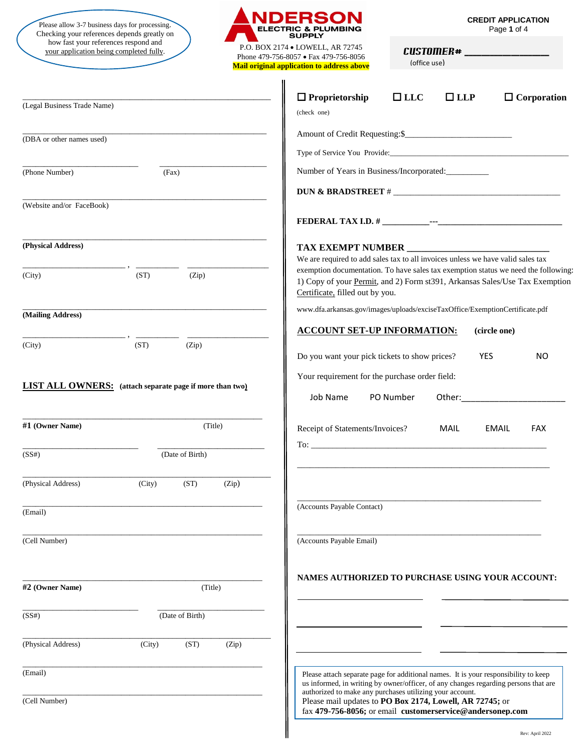Please allow 3-7 business days for processing. Checking your references depends greatly on how fast your references respond and your application being completed fully.

# ANDERSON ELECTRIC & PLUMBING SUPPLY

P.O. BOX 2174 • LOWELL, AR 72745
Phone 479-756-8057 • Fax 479-756-8056
**Mail original application to address above**

**CREDIT APPLICATION**

**CUSTOMER#** ________________
(office use)

_______________________________________________
(Legal Business Trade Name)

_______________________________________________
(DBA or other names used)

_______________________ _______________________
(Phone Number) (Fax)

_______________________________________________
(Website and/or FaceBook)

_______________________________________________
**(Physical Address)**

_____________________ , __________ ______________
(City) (ST) (Zip)

_______________________________________________
**(Mailing Address)**

_____________________ , __________ ______________
(City) (ST) (Zip)

## LIST ALL OWNERS: (attach separate page if more than two)

_______________________________________________
**#1 (Owner Name)** (Title)

_______________________ _______________________
(SS#) (Date of Birth)

_______________________________________________
(Physical Address) (City) (ST) (Zip)

_______________________________________________
(Email)

_______________________________________________
(Cell Number)

_______________________________________________
**#2 (Owner Name)** (Title)

_______________________ _______________________
(SS#) (Date of Birth)

_______________________________________________
(Physical Address) (City) (ST) (Zip)

_______________________________________________
(Email)

_______________________________________________
(Cell Number)

☐ **Proprietorship** ☐ **LLC** ☐ **LLP** ☐ **Corporation**
(check one)

Amount of Credit Requesting:$________________________

Type of Service You Provide:____________________________________________

Number of Years in Business/Incorporated:__________

**DUN & BRADSTREET #** ________________________________________

**FEDERAL TAX I.D. #** __________---_____________________________

**TAX EXEMPT NUMBER** _____________________________

We are required to add sales tax to all invoices unless we have valid sales tax exemption documentation. To have sales tax exemption status we need the following: 1) Copy of your Permit, and 2) Form st391, Arkansas Sales/Use Tax Exemption Certificate, filled out by you.

www.dfa.arkansas.gov/images/uploads/exciseTaxOffice/ExemptionCertificate.pdf

## ACCOUNT SET-UP INFORMATION: (circle one)

Do you want your pick tickets to show prices? YES NO

Your requirement for the purchase order field:

Job Name PO Number Other:______________________

Receipt of Statements/Invoices? MAIL EMAIL FAX

To: ______________________________________________

__________________________________________________

__________________________________________________
(Accounts Payable Contact)

__________________________________________________
(Accounts Payable Email)

**NAMES AUTHORIZED TO PURCHASE USING YOUR ACCOUNT:**

_______________________ _______________________

_______________________ _______________________

_______________________ _______________________

Please attach separate page for additional names. It is your responsibility to keep us informed, in writing by owner/officer, of any changes regarding persons that are authorized to make any purchases utilizing your account.
Please mail updates to **PO Box 2174, Lowell, AR 72745;** or fax **479-756-8056;** or email **customerservice@andersonep.com**

Rev: April 2022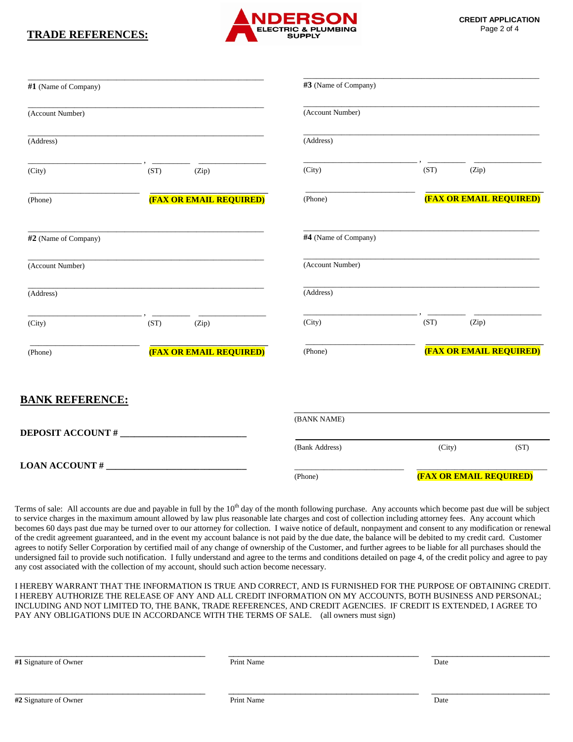## TRADE REFERENCES:

**ANDERSON** ELECTRIC & PLUMBING SUPPLY

**CREDIT APPLICATION**

______________________________________________
**#1** (Name of Company)

______________________________________________
(Account Number)

______________________________________________
(Address)

__________________________ , _________ ________________
(City) (ST) (Zip)

__________________________ ____________________________
(Phone) **(FAX OR EMAIL REQUIRED)**

______________________________________________
**#2** (Name of Company)

______________________________________________
(Account Number)

______________________________________________
(Address)

__________________________ , _________ ________________
(City) (ST) (Zip)

__________________________ ____________________________
(Phone) **(FAX OR EMAIL REQUIRED)**

______________________________________________
**#3** (Name of Company)

______________________________________________
(Account Number)

______________________________________________
(Address)

__________________________ , _________ ________________
(City) (ST) (Zip)

__________________________ ____________________________
(Phone) **(FAX OR EMAIL REQUIRED)**

______________________________________________
**#4** (Name of Company)

______________________________________________
(Account Number)

______________________________________________
(Address)

__________________________ , _________ ________________
(City) (ST) (Zip)

__________________________ ____________________________
(Phone) **(FAX OR EMAIL REQUIRED)**

## BANK REFERENCE:

**DEPOSIT ACCOUNT #** ___________________________

**LOAN ACCOUNT #** _______________________________

______________________________________________
(BANK NAME)

______________________________________________
(Bank Address) (City) (ST)

__________________________ ____________________________
(Phone) **(FAX OR EMAIL REQUIRED)**

Terms of sale: All accounts are due and payable in full by the 10th day of the month following purchase. Any accounts which become past due will be subject to service charges in the maximum amount allowed by law plus reasonable late charges and cost of collection including attorney fees. Any account which becomes 60 days past due may be turned over to our attorney for collection. I waive notice of default, nonpayment and consent to any modification or renewal of the credit agreement guaranteed, and in the event my account balance is not paid by the due date, the balance will be debited to my credit card. Customer agrees to notify Seller Corporation by certified mail of any change of ownership of the Customer, and further agrees to be liable for all purchases should the undersigned fail to provide such notification. I fully understand and agree to the terms and conditions detailed on page 4, of the credit policy and agree to pay any cost associated with the collection of my account, should such action become necessary.

I HEREBY WARRANT THAT THE INFORMATION IS TRUE AND CORRECT, AND IS FURNISHED FOR THE PURPOSE OF OBTAINING CREDIT. I HEREBY AUTHORIZE THE RELEASE OF ANY AND ALL CREDIT INFORMATION ON MY ACCOUNTS, BOTH BUSINESS AND PERSONAL; INCLUDING AND NOT LIMITED TO, THE BANK, TRADE REFERENCES, AND CREDIT AGENCIES. IF CREDIT IS EXTENDED, I AGREE TO PAY ANY OBLIGATIONS DUE IN ACCORDANCE WITH THE TERMS OF SALE. (all owners must sign)

______________________________ ______________________________ ____________________
**#1** Signature of Owner Print Name Date

______________________________ ______________________________ ____________________
**#2** Signature of Owner Print Name Date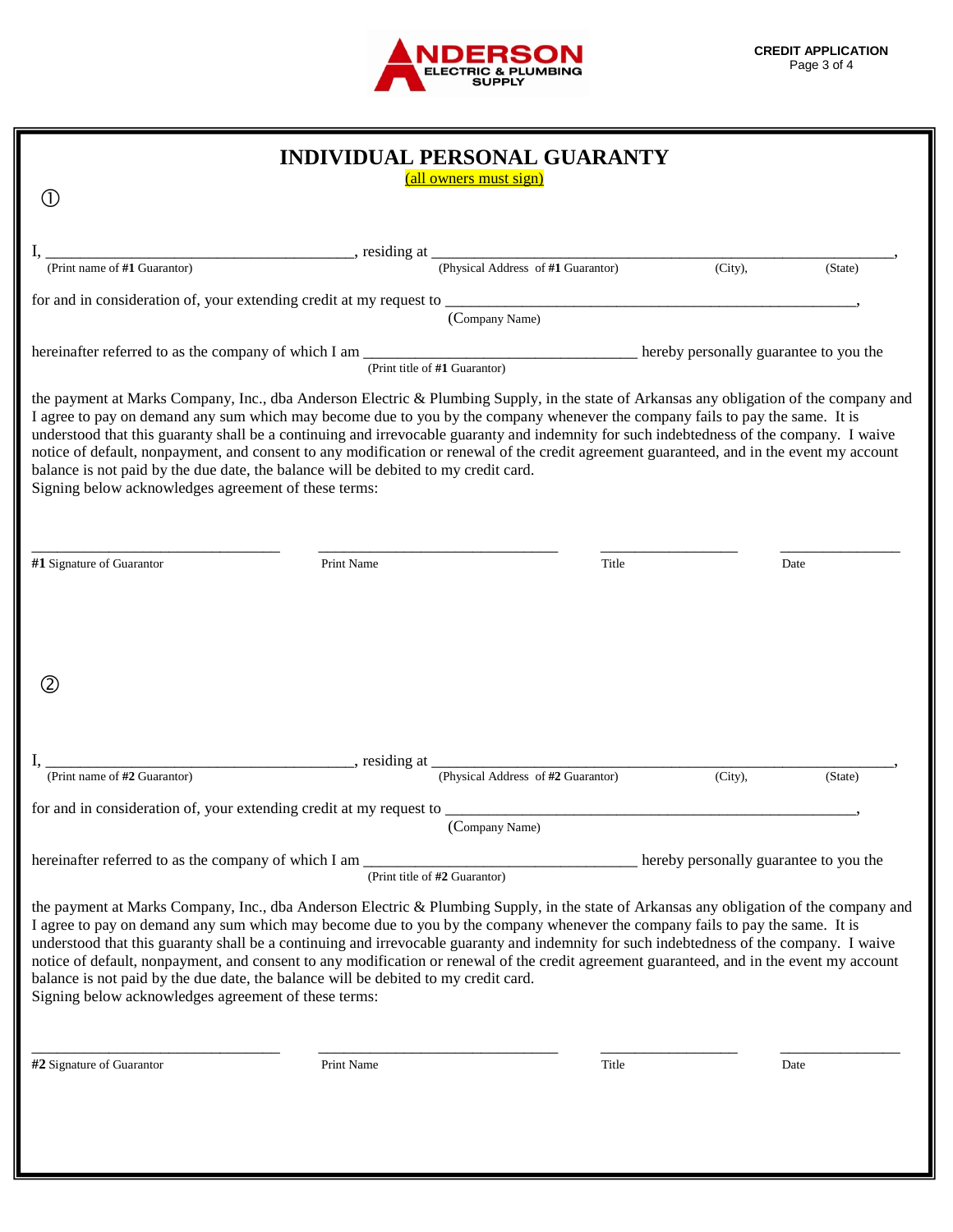# INDIVIDUAL PERSONAL GUARANTY

(all owners must sign)

①

I, ________________________________________, residing at ____________________________________________________________,
(Print name of **#1** Guarantor) (Physical Address of **#1** Guarantor) (City), (State)

for and in consideration of, your extending credit at my request to ____________________________________________________,
(Company Name)

hereinafter referred to as the company of which I am ___________________________________ hereby personally guarantee to you the
(Print title of **#1** Guarantor)

the payment at Marks Company, Inc., dba Anderson Electric & Plumbing Supply, in the state of Arkansas any obligation of the company and I agree to pay on demand any sum which may become due to you by the company whenever the company fails to pay the same. It is understood that this guaranty shall be a continuing and irrevocable guaranty and indemnity for such indebtedness of the company. I waive notice of default, nonpayment, and consent to any modification or renewal of the credit agreement guaranteed, and in the event my account balance is not paid by the due date, the balance will be debited to my credit card.
Signing below acknowledges agreement of these terms:

________________________________ ________________________________ __________________ ________________
**#1** Signature of Guarantor Print Name Title Date

②

I, ________________________________________, residing at ____________________________________________________________,
(Print name of **#2** Guarantor) (Physical Address of **#2** Guarantor) (City), (State)

for and in consideration of, your extending credit at my request to ____________________________________________________,
(Company Name)

hereinafter referred to as the company of which I am ___________________________________ hereby personally guarantee to you the
(Print title of **#2** Guarantor)

the payment at Marks Company, Inc., dba Anderson Electric & Plumbing Supply, in the state of Arkansas any obligation of the company and I agree to pay on demand any sum which may become due to you by the company whenever the company fails to pay the same. It is understood that this guaranty shall be a continuing and irrevocable guaranty and indemnity for such indebtedness of the company. I waive notice of default, nonpayment, and consent to any modification or renewal of the credit agreement guaranteed, and in the event my account balance is not paid by the due date, the balance will be debited to my credit card.
Signing below acknowledges agreement of these terms:

________________________________ ________________________________ __________________ ________________
**#2** Signature of Guarantor Print Name Title Date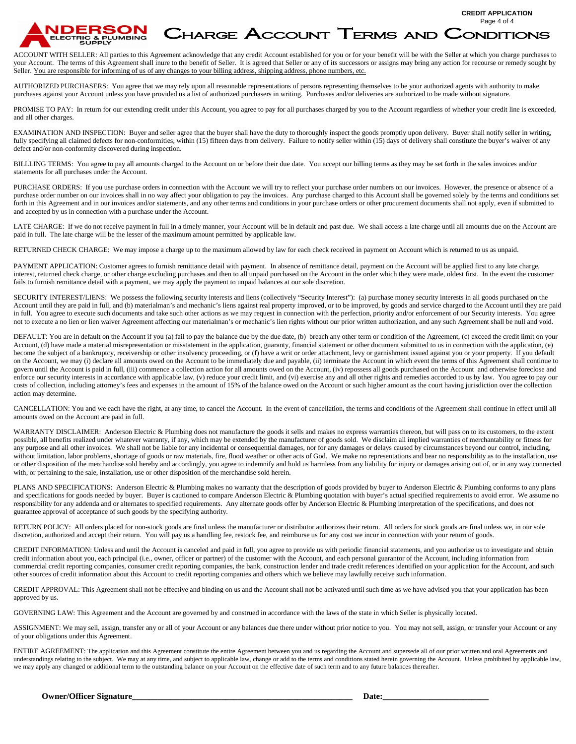# Charge Account Terms and Conditions

ANDERSON ELECTRIC & PLUMBING SUPPLY

**CREDIT APPLICATION**

ACCOUNT WITH SELLER: All parties to this Agreement acknowledge that any credit Account established for you or for your benefit will be with the Seller at which you charge purchases to your Account. The terms of this Agreement shall inure to the benefit of Seller. It is agreed that Seller or any of its successors or assigns may bring any action for recourse or remedy sought by Seller. You are responsible for informing of us of any changes to your billing address, shipping address, phone numbers, etc.

AUTHORIZED PURCHASERS: You agree that we may rely upon all reasonable representations of persons representing themselves to be your authorized agents with authority to make purchases against your Account unless you have provided us a list of authorized purchasers in writing. Purchases and/or deliveries are authorized to be made without signature.

PROMISE TO PAY: In return for our extending credit under this Account, you agree to pay for all purchases charged by you to the Account regardless of whether your credit line is exceeded, and all other charges.

EXAMINATION AND INSPECTION: Buyer and seller agree that the buyer shall have the duty to thoroughly inspect the goods promptly upon delivery. Buyer shall notify seller in writing, fully specifying all claimed defects for non-conformities, within (15) fifteen days from delivery. Failure to notify seller within (15) days of delivery shall constitute the buyer's waiver of any defect and/or non-conformity discovered during inspection.

BILLLING TERMS: You agree to pay all amounts charged to the Account on or before their due date. You accept our billing terms as they may be set forth in the sales invoices and/or statements for all purchases under the Account.

PURCHASE ORDERS: If you use purchase orders in connection with the Account we will try to reflect your purchase order numbers on our invoices. However, the presence or absence of a purchase order number on our invoices shall in no way affect your obligation to pay the invoices. Any purchase charged to this Account shall be governed solely by the terms and conditions set forth in this Agreement and in our invoices and/or statements, and any other terms and conditions in your purchase orders or other procurement documents shall not apply, even if submitted to and accepted by us in connection with a purchase under the Account.

LATE CHARGE: If we do not receive payment in full in a timely manner, your Account will be in default and past due. We shall access a late charge until all amounts due on the Account are paid in full. The late charge will be the lesser of the maximum amount permitted by applicable law.

RETURNED CHECK CHARGE: We may impose a charge up to the maximum allowed by law for each check received in payment on Account which is returned to us as unpaid.

PAYMENT APPLICATION: Customer agrees to furnish remittance detail with payment. In absence of remittance detail, payment on the Account will be applied first to any late charge, interest, returned check charge, or other charge excluding purchases and then to all unpaid purchased on the Account in the order which they were made, oldest first. In the event the customer fails to furnish remittance detail with a payment, we may apply the payment to unpaid balances at our sole discretion.

SECURITY INTEREST/LIENS: We possess the following security interests and liens (collectively "Security Interest"): (a) purchase money security interests in all goods purchased on the Account until they are paid in full, and (b) materialman's and mechanic's liens against real property improved, or to be improved, by goods and service charged to the Account until they are paid in full. You agree to execute such documents and take such other actions as we may request in connection with the perfection, priority and/or enforcement of our Security interests. You agree not to execute a no lien or lien waiver Agreement affecting our materialman's or mechanic's lien rights without our prior written authorization, and any such Agreement shall be null and void.

DEFAULT: You are in default on the Account if you (a) fail to pay the balance due by the due date, (b) breach any other term or condition of the Agreement, (c) exceed the credit limit on your Account, (d) have made a material misrepresentation or misstatement in the application, guaranty, financial statement or other document submitted to us in connection with the application, (e) become the subject of a bankruptcy, receivership or other insolvency proceeding, or (f) have a writ or order attachment, levy or garnishment issued against you or your property. If you default on the Account, we may (i) declare all amounts owed on the Account to be immediately due and payable, (ii) terminate the Account in which event the terms of this Agreement shall continue to govern until the Account is paid in full, (iii) commence a collection action for all amounts owed on the Account, (iv) repossess all goods purchased on the Account and otherwise foreclose and enforce our security interests in accordance with applicable law, (v) reduce your credit limit, and (vi) exercise any and all other rights and remedies accorded to us by law. You agree to pay our costs of collection, including attorney's fees and expenses in the amount of 15% of the balance owed on the Account or such higher amount as the court having jurisdiction over the collection action may determine.

CANCELLATION: You and we each have the right, at any time, to cancel the Account. In the event of cancellation, the terms and conditions of the Agreement shall continue in effect until all amounts owed on the Account are paid in full.

WARRANTY DISCLAIMER: Anderson Electric & Plumbing does not manufacture the goods it sells and makes no express warranties thereon, but will pass on to its customers, to the extent possible, all benefits realized under whatever warranty, if any, which may be extended by the manufacturer of goods sold. We disclaim all implied warranties of merchantability or fitness for any purpose and all other invoices. We shall not be liable for any incidental or consequential damages, nor for any damages or delays caused by circumstances beyond our control, including, without limitation, labor problems, shortage of goods or raw materials, fire, flood weather or other acts of God. We make no representations and bear no responsibility as to the installation, use or other disposition of the merchandise sold hereby and accordingly, you agree to indemnify and hold us harmless from any liability for injury or damages arising out of, or in any way connected with, or pertaining to the sale, installation, use or other disposition of the merchandise sold herein.

PLANS AND SPECIFICATIONS: Anderson Electric & Plumbing makes no warranty that the description of goods provided by buyer to Anderson Electric & Plumbing conforms to any plans and specifications for goods needed by buyer. Buyer is cautioned to compare Anderson Electric & Plumbing quotation with buyer's actual specified requirements to avoid error. We assume no responsibility for any addenda and or alternates to specified requirements. Any alternate goods offer by Anderson Electric & Plumbing interpretation of the specifications, and does not guarantee approval of acceptance of such goods by the specifying authority.

RETURN POLICY: All orders placed for non-stock goods are final unless the manufacturer or distributor authorizes their return. All orders for stock goods are final unless we, in our sole discretion, authorized and accept their return. You will pay us a handling fee, restock fee, and reimburse us for any cost we incur in connection with your return of goods.

CREDIT INFORMATION: Unless and until the Account is canceled and paid in full, you agree to provide us with periodic financial statements, and you authorize us to investigate and obtain credit information about you, each principal (i.e., owner, officer or partner) of the customer with the Account, and each personal guarantor of the Account, including information from commercial credit reporting companies, consumer credit reporting companies, the bank, construction lender and trade credit references identified on your application for the Account, and such other sources of credit information about this Account to credit reporting companies and others which we believe may lawfully receive such information.

CREDIT APPROVAL: This Agreement shall not be effective and binding on us and the Account shall not be activated until such time as we have advised you that your application has been approved by us.

GOVERNING LAW: This Agreement and the Account are governed by and construed in accordance with the laws of the state in which Seller is physically located.

ASSIGNMENT: We may sell, assign, transfer any or all of your Account or any balances due there under without prior notice to you. You may not sell, assign, or transfer your Account or any of your obligations under this Agreement.

ENTIRE AGREEMENT: The application and this Agreement constitute the entire Agreement between you and us regarding the Account and supersede all of our prior written and oral Agreements and understandings relating to the subject. We may at any time, and subject to applicable law, change or add to the terms and conditions stated herein governing the Account. Unless prohibited by applicable law, we may apply any changed or additional term to the outstanding balance on your Account on the effective date of such term and to any future balances thereafter.

**Owner/Officer Signature**______________________________________________________ **Date:**_________________________